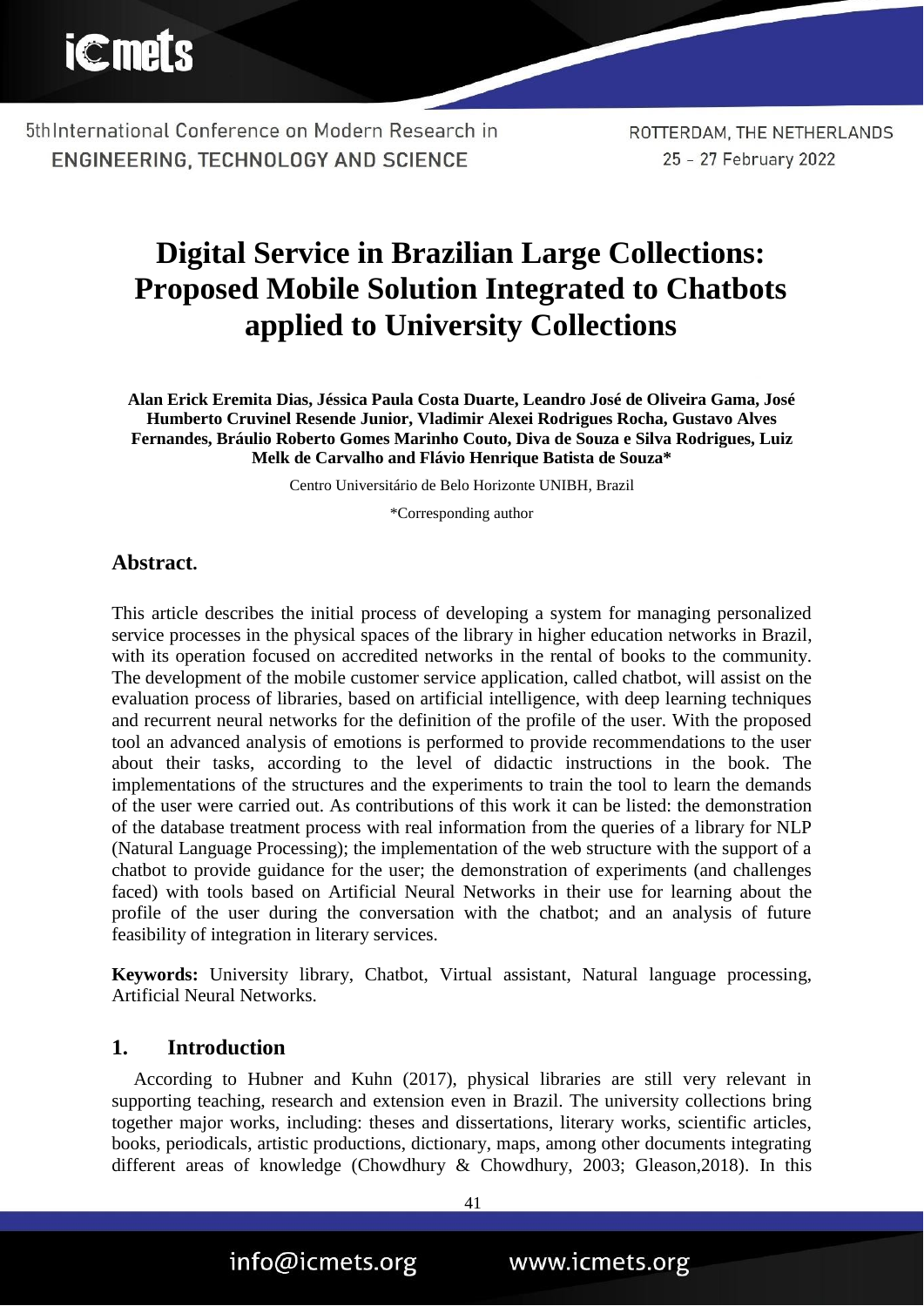# Digital Service in Brazilian Large Collections: Proposed Mobile Solution Integrated to Chatbots applied to University Collections

**Alan Erick Eremita Dias, Jéssica Paula Costa Duarte, Leandro José de Oliveira Gama, José Humberto Cruvinel Resende Junior, Vladimir Alexei Rodrigues Rocha, Gustavo Alves Fernandes, Bráulio Roberto Gomes Marinho Couto, Diva de Souza e Silva Rodrigues, Luiz Melk de Carvalho and Flávio Henrique Batista de Souza***

Centro Universitário de Belo Horizonte UNIBH, Brazil

*Corresponding author

## Abstract.

This article describes the initial process of developing a system for managing personalized service processes in the physical spaces of the library in higher education networks in Brazil, with its operation focused on accredited networks in the rental of books to the community. The development of the mobile customer service application, called chatbot, will assist on the evaluation process of libraries, based on artificial intelligence, with deep learning techniques and recurrent neural networks for the definition of the profile of the user. With the proposed tool an advanced analysis of emotions is performed to provide recommendations to the user about their tasks, according to the level of didactic instructions in the book. The implementations of the structures and the experiments to train the tool to learn the demands of the user were carried out. As contributions of this work it can be listed: the demonstration of the database treatment process with real information from the queries of a library for NLP (Natural Language Processing); the implementation of the web structure with the support of a chatbot to provide guidance for the user; the demonstration of experiments (and challenges faced) with tools based on Artificial Neural Networks in their use for learning about the profile of the user during the conversation with the chatbot; and an analysis of future feasibility of integration in literary services.

**Keywords:** University library, Chatbot, Virtual assistant, Natural language processing, Artificial Neural Networks.

## 1. Introduction

According to Hubner and Kuhn (2017), physical libraries are still very relevant in supporting teaching, research and extension even in Brazil. The university collections bring together major works, including: theses and dissertations, literary works, scientific articles, books, periodicals, artistic productions, dictionary, maps, among other documents integrating different areas of knowledge (Chowdhury & Chowdhury, 2003; Gleason,2018). In this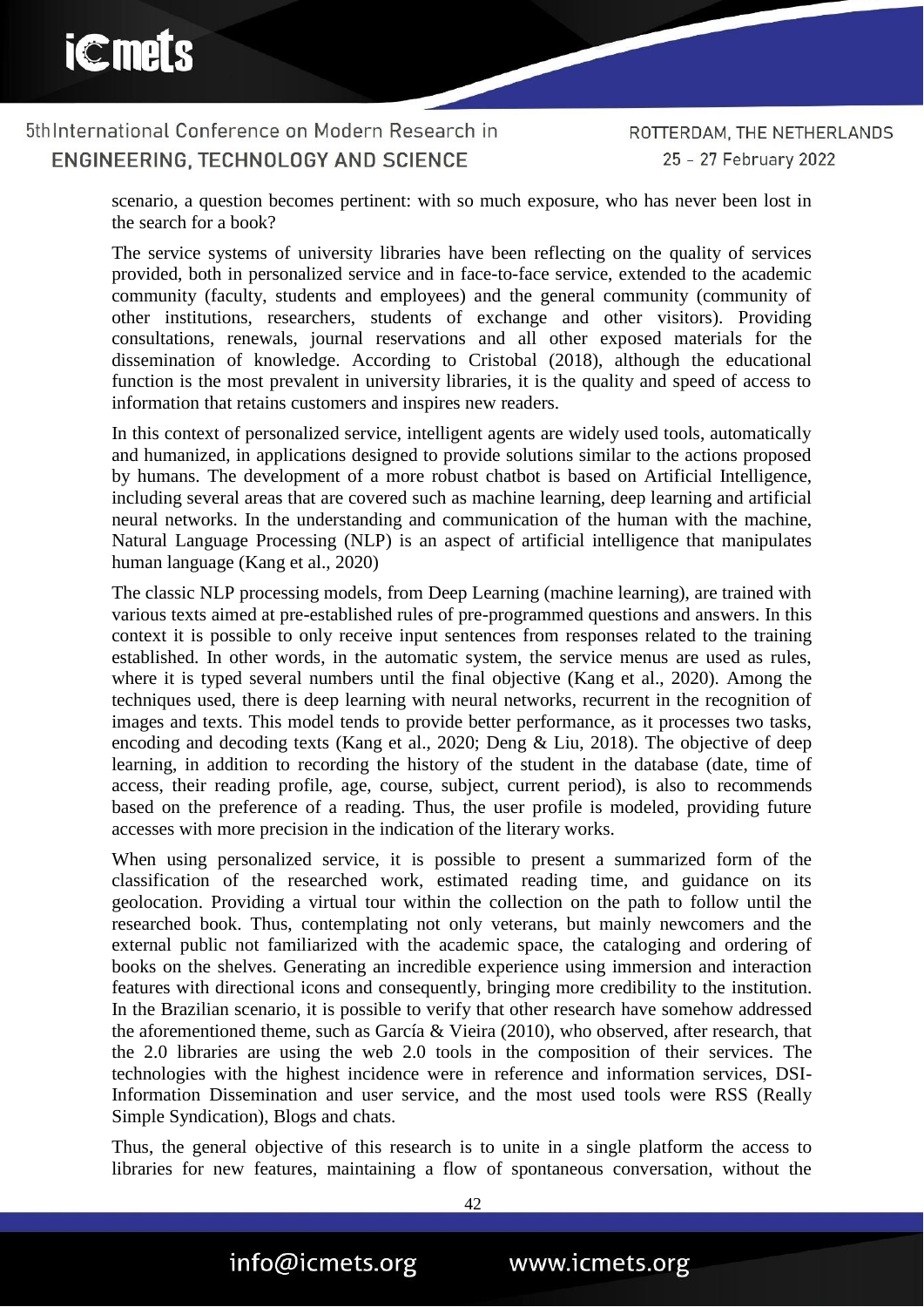scenario, a question becomes pertinent: with so much exposure, who has never been lost in the search for a book?

The service systems of university libraries have been reflecting on the quality of services provided, both in personalized service and in face-to-face service, extended to the academic community (faculty, students and employees) and the general community (community of other institutions, researchers, students of exchange and other visitors). Providing consultations, renewals, journal reservations and all other exposed materials for the dissemination of knowledge. According to Cristobal (2018), although the educational function is the most prevalent in university libraries, it is the quality and speed of access to information that retains customers and inspires new readers.

In this context of personalized service, intelligent agents are widely used tools, automatically and humanized, in applications designed to provide solutions similar to the actions proposed by humans. The development of a more robust chatbot is based on Artificial Intelligence, including several areas that are covered such as machine learning, deep learning and artificial neural networks. In the understanding and communication of the human with the machine, Natural Language Processing (NLP) is an aspect of artificial intelligence that manipulates human language (Kang et al., 2020)

The classic NLP processing models, from Deep Learning (machine learning), are trained with various texts aimed at pre-established rules of pre-programmed questions and answers. In this context it is possible to only receive input sentences from responses related to the training established. In other words, in the automatic system, the service menus are used as rules, where it is typed several numbers until the final objective (Kang et al., 2020). Among the techniques used, there is deep learning with neural networks, recurrent in the recognition of images and texts. This model tends to provide better performance, as it processes two tasks, encoding and decoding texts (Kang et al., 2020; Deng & Liu, 2018). The objective of deep learning, in addition to recording the history of the student in the database (date, time of access, their reading profile, age, course, subject, current period), is also to recommends based on the preference of a reading. Thus, the user profile is modeled, providing future accesses with more precision in the indication of the literary works.

When using personalized service, it is possible to present a summarized form of the classification of the researched work, estimated reading time, and guidance on its geolocation. Providing a virtual tour within the collection on the path to follow until the researched book. Thus, contemplating not only veterans, but mainly newcomers and the external public not familiarized with the academic space, the cataloging and ordering of books on the shelves. Generating an incredible experience using immersion and interaction features with directional icons and consequently, bringing more credibility to the institution. In the Brazilian scenario, it is possible to verify that other research have somehow addressed the aforementioned theme, such as García & Vieira (2010), who observed, after research, that the 2.0 libraries are using the web 2.0 tools in the composition of their services. The technologies with the highest incidence were in reference and information services, DSI-Information Dissemination and user service, and the most used tools were RSS (Really Simple Syndication), Blogs and chats.

Thus, the general objective of this research is to unite in a single platform the access to libraries for new features, maintaining a flow of spontaneous conversation, without the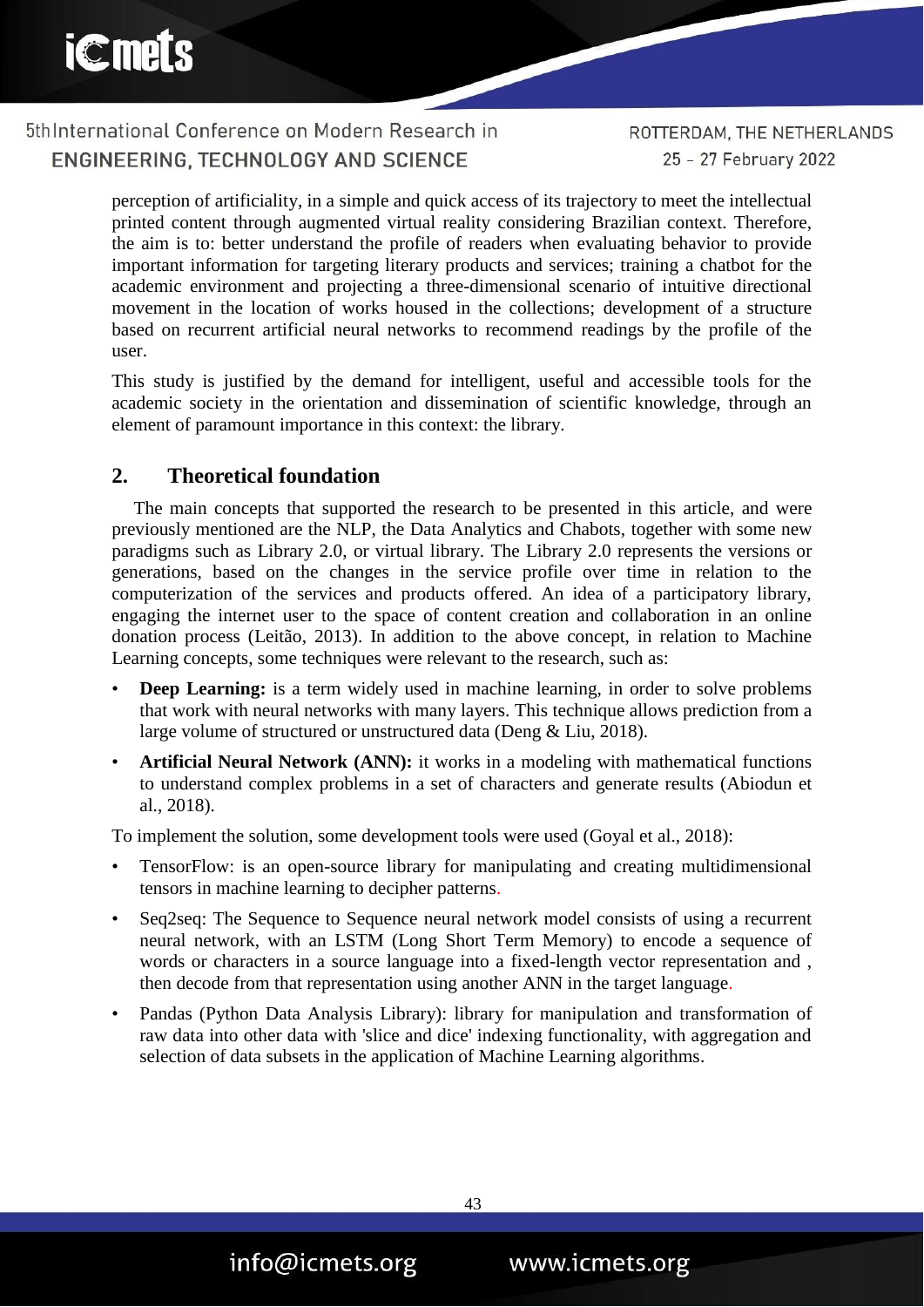perception of artificiality, in a simple and quick access of its trajectory to meet the intellectual printed content through augmented virtual reality considering Brazilian context. Therefore, the aim is to: better understand the profile of readers when evaluating behavior to provide important information for targeting literary products and services; training a chatbot for the academic environment and projecting a three-dimensional scenario of intuitive directional movement in the location of works housed in the collections; development of a structure based on recurrent artificial neural networks to recommend readings by the profile of the user.

This study is justified by the demand for intelligent, useful and accessible tools for the academic society in the orientation and dissemination of scientific knowledge, through an element of paramount importance in this context: the library.

## 2. Theoretical foundation

The main concepts that supported the research to be presented in this article, and were previously mentioned are the NLP, the Data Analytics and Chabots, together with some new paradigms such as Library 2.0, or virtual library. The Library 2.0 represents the versions or generations, based on the changes in the service profile over time in relation to the computerization of the services and products offered. An idea of a participatory library, engaging the internet user to the space of content creation and collaboration in an online donation process (Leitão, 2013). In addition to the above concept, in relation to Machine Learning concepts, some techniques were relevant to the research, such as:

- **Deep Learning:** is a term widely used in machine learning, in order to solve problems that work with neural networks with many layers. This technique allows prediction from a large volume of structured or unstructured data (Deng & Liu, 2018).
- **Artificial Neural Network (ANN):** it works in a modeling with mathematical functions to understand complex problems in a set of characters and generate results (Abiodun et al., 2018).

To implement the solution, some development tools were used (Goyal et al., 2018):

- TensorFlow: is an open-source library for manipulating and creating multidimensional tensors in machine learning to decipher patterns.
- Seq2seq: The Sequence to Sequence neural network model consists of using a recurrent neural network, with an LSTM (Long Short Term Memory) to encode a sequence of words or characters in a source language into a fixed-length vector representation and , then decode from that representation using another ANN in the target language.
- Pandas (Python Data Analysis Library): library for manipulation and transformation of raw data into other data with 'slice and dice' indexing functionality, with aggregation and selection of data subsets in the application of Machine Learning algorithms.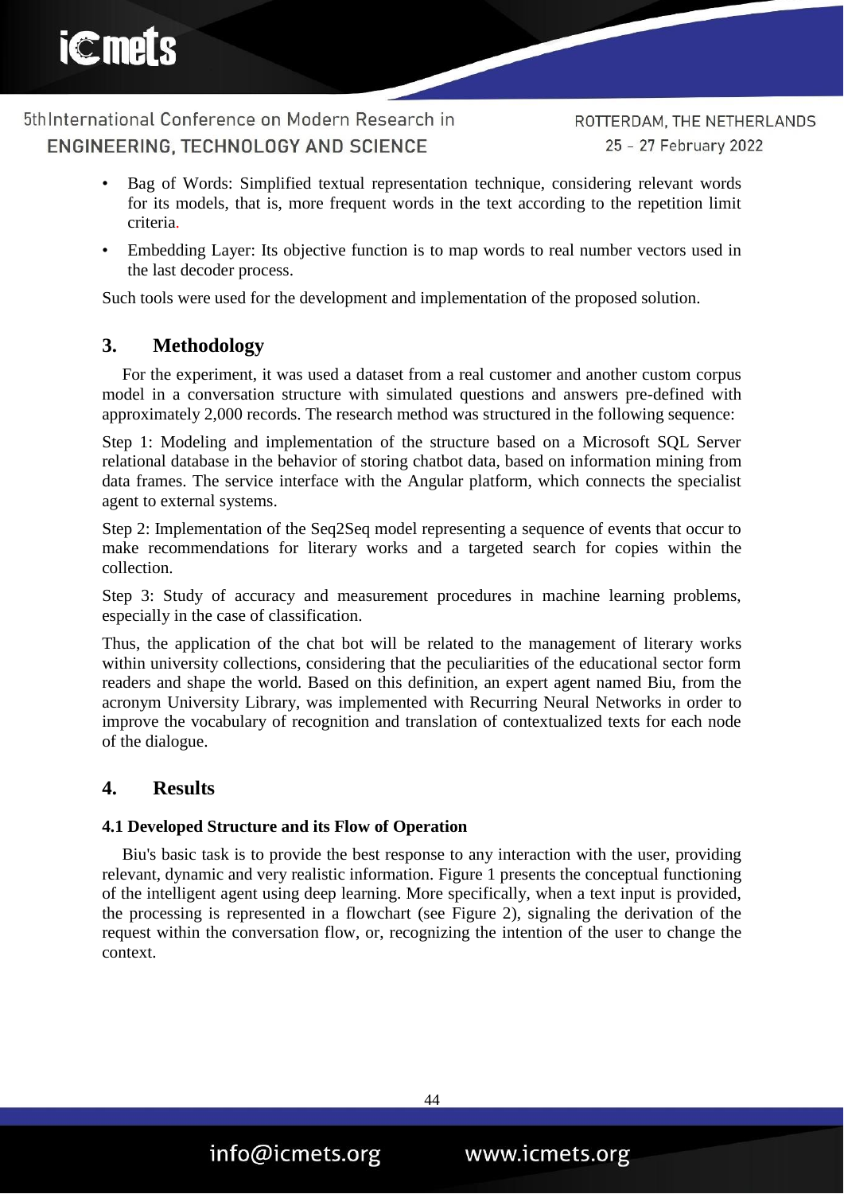- Bag of Words: Simplified textual representation technique, considering relevant words for its models, that is, more frequent words in the text according to the repetition limit criteria.
- Embedding Layer: Its objective function is to map words to real number vectors used in the last decoder process.

Such tools were used for the development and implementation of the proposed solution.

## 3. Methodology

For the experiment, it was used a dataset from a real customer and another custom corpus model in a conversation structure with simulated questions and answers pre-defined with approximately 2,000 records. The research method was structured in the following sequence:

Step 1: Modeling and implementation of the structure based on a Microsoft SQL Server relational database in the behavior of storing chatbot data, based on information mining from data frames. The service interface with the Angular platform, which connects the specialist agent to external systems.

Step 2: Implementation of the Seq2Seq model representing a sequence of events that occur to make recommendations for literary works and a targeted search for copies within the collection.

Step 3: Study of accuracy and measurement procedures in machine learning problems, especially in the case of classification.

Thus, the application of the chat bot will be related to the management of literary works within university collections, considering that the peculiarities of the educational sector form readers and shape the world. Based on this definition, an expert agent named Biu, from the acronym University Library, was implemented with Recurring Neural Networks in order to improve the vocabulary of recognition and translation of contextualized texts for each node of the dialogue.

## 4. Results

### 4.1 Developed Structure and its Flow of Operation

Biu's basic task is to provide the best response to any interaction with the user, providing relevant, dynamic and very realistic information. Figure 1 presents the conceptual functioning of the intelligent agent using deep learning. More specifically, when a text input is provided, the processing is represented in a flowchart (see Figure 2), signaling the derivation of the request within the conversation flow, or, recognizing the intention of the user to change the context.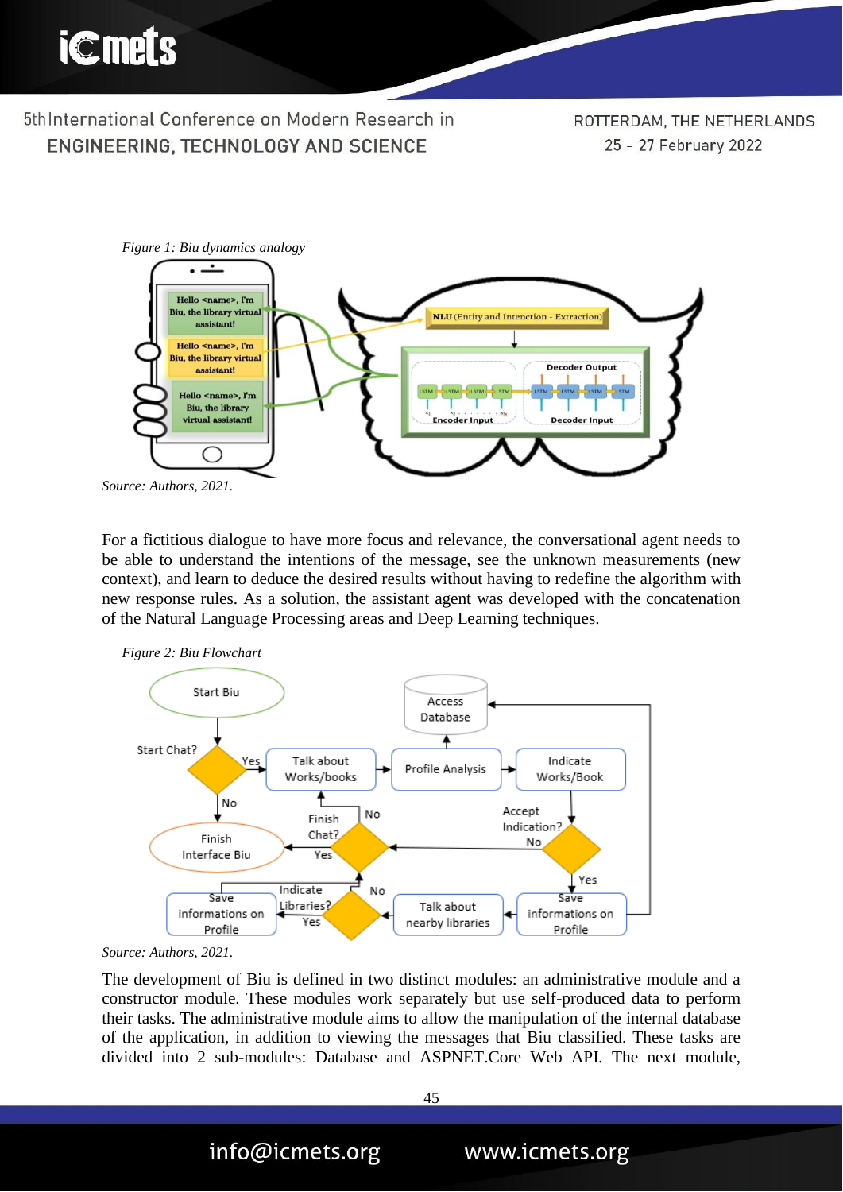*Figure 1: Biu dynamics analogy*

Hello <name>, I'm Biu, the library virtual assistant!

Hello <name>, I'm Biu, the library virtual assistant!

Hello <name>, I'm Biu, the library virtual assistant!

NLU (Entity and Intencion - Extraction)

Decoder Output

Encoder Input

Decoder Input

*Source: Authors, 2021.*

For a fictitious dialogue to have more focus and relevance, the conversational agent needs to be able to understand the intentions of the message, see the unknown measurements (new context), and learn to deduce the desired results without having to redefine the algorithm with new response rules. As a solution, the assistant agent was developed with the concatenation of the Natural Language Processing areas and Deep Learning techniques.

*Figure 2: Biu Flowchart*

Start Biu

Start Chat?

Yes

No

Talk about Works/books

Profile Analysis

Access Database

Indicate Works/Book

Accept Indication?

No

Yes

Finish Chat?

No

Yes

Finish Interface Biu

Save informations on Profile

Talk about nearby libraries

Indicate Libraries?

No

Yes

Save informations on Profile

*Source: Authors, 2021.*

The development of Biu is defined in two distinct modules: an administrative module and a constructor module. These modules work separately but use self-produced data to perform their tasks. The administrative module aims to allow the manipulation of the internal database of the application, in addition to viewing the messages that Biu classified. These tasks are divided into 2 sub-modules: Database and ASPNET.Core Web API. The next module,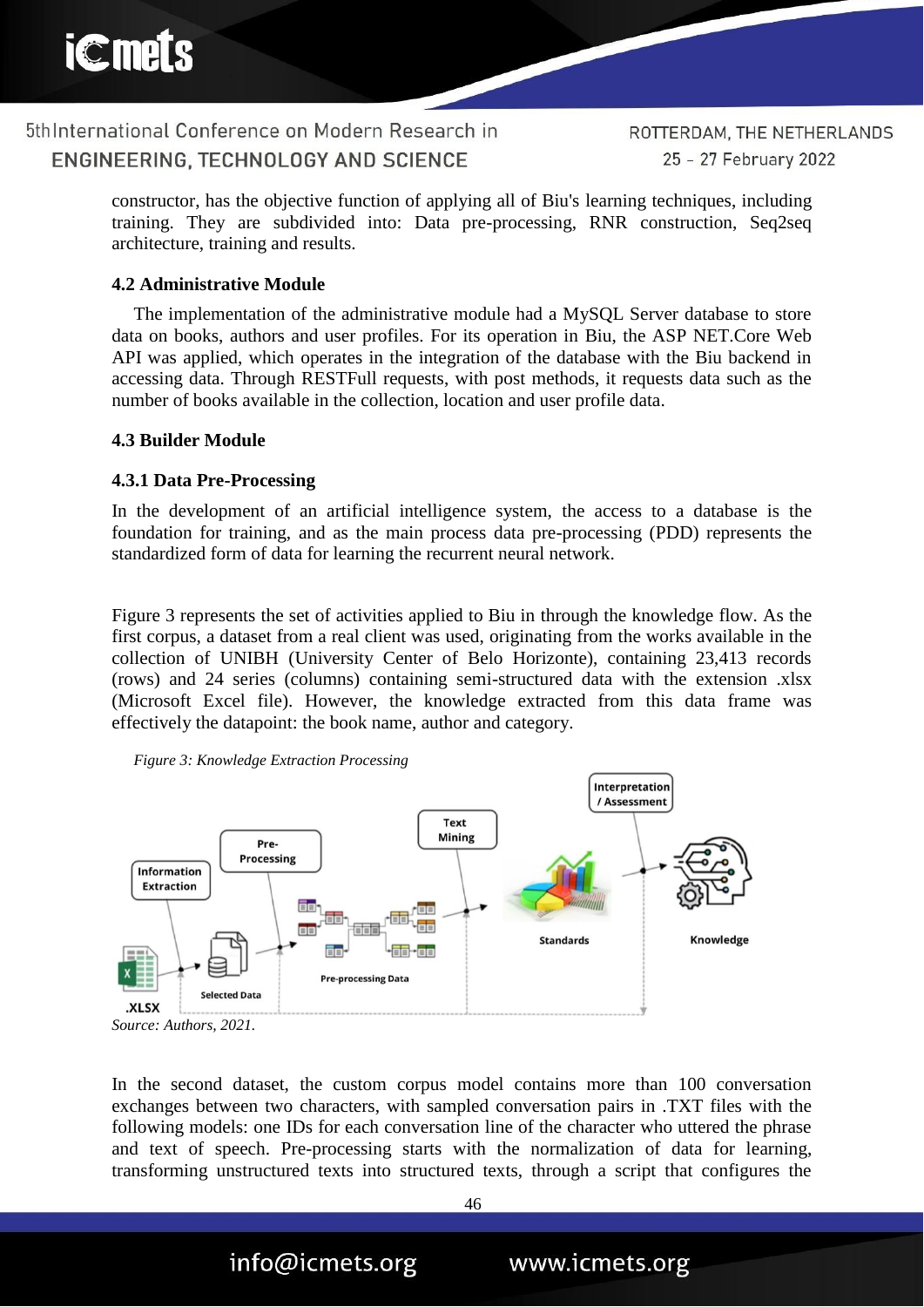constructor, has the objective function of applying all of Biu's learning techniques, including training. They are subdivided into: Data pre-processing, RNR construction, Seq2seq architecture, training and results.

### 4.2 Administrative Module

The implementation of the administrative module had a MySQL Server database to store data on books, authors and user profiles. For its operation in Biu, the ASP NET.Core Web API was applied, which operates in the integration of the database with the Biu backend in accessing data. Through RESTFull requests, with post methods, it requests data such as the number of books available in the collection, location and user profile data.

### 4.3 Builder Module

#### 4.3.1 Data Pre-Processing

In the development of an artificial intelligence system, the access to a database is the foundation for training, and as the main process data pre-processing (PDD) represents the standardized form of data for learning the recurrent neural network.

Figure 3 represents the set of activities applied to Biu in through the knowledge flow. As the first corpus, a dataset from a real client was used, originating from the works available in the collection of UNIBH (University Center of Belo Horizonte), containing 23,413 records (rows) and 24 series (columns) containing semi-structured data with the extension .xlsx (Microsoft Excel file). However, the knowledge extracted from this data frame was effectively the datapoint: the book name, author and category.

*Figure 3: Knowledge Extraction Processing*

Information Extraction

Pre-Processing

Text Mining

Interpretation / Assessment

.XLSX

Selected Data

Pre-processing Data

Standards

Knowledge

*Source: Authors, 2021.*

In the second dataset, the custom corpus model contains more than 100 conversation exchanges between two characters, with sampled conversation pairs in .TXT files with the following models: one IDs for each conversation line of the character who uttered the phrase and text of speech. Pre-processing starts with the normalization of data for learning, transforming unstructured texts into structured texts, through a script that configures the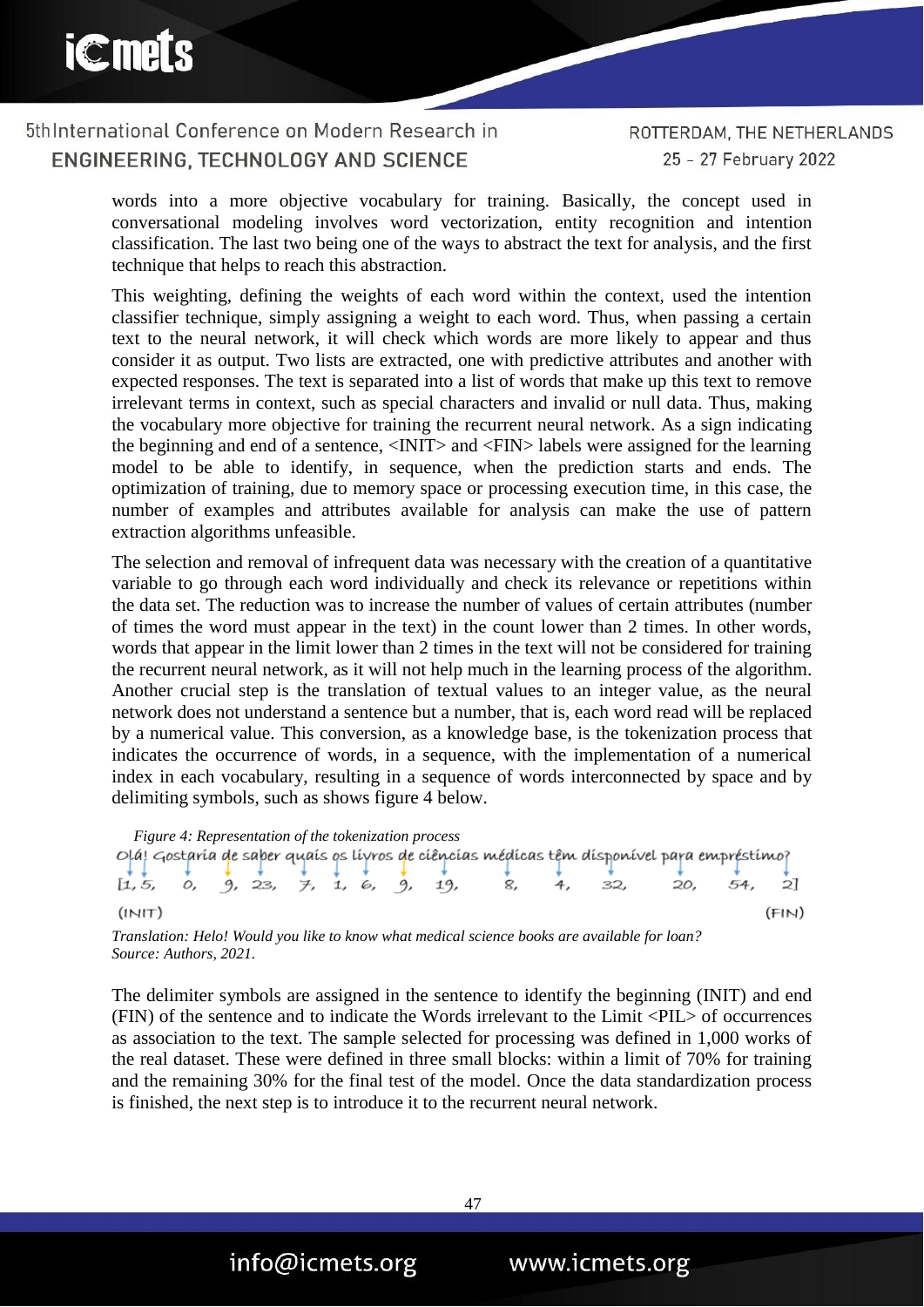words into a more objective vocabulary for training. Basically, the concept used in conversational modeling involves word vectorization, entity recognition and intention classification. The last two being one of the ways to abstract the text for analysis, and the first technique that helps to reach this abstraction.

This weighting, defining the weights of each word within the context, used the intention classifier technique, simply assigning a weight to each word. Thus, when passing a certain text to the neural network, it will check which words are more likely to appear and thus consider it as output. Two lists are extracted, one with predictive attributes and another with expected responses. The text is separated into a list of words that make up this text to remove irrelevant terms in context, such as special characters and invalid or null data. Thus, making the vocabulary more objective for training the recurrent neural network. As a sign indicating the beginning and end of a sentence, <INIT> and <FIN> labels were assigned for the learning model to be able to identify, in sequence, when the prediction starts and ends. The optimization of training, due to memory space or processing execution time, in this case, the number of examples and attributes available for analysis can make the use of pattern extraction algorithms unfeasible.

The selection and removal of infrequent data was necessary with the creation of a quantitative variable to go through each word individually and check its relevance or repetitions within the data set. The reduction was to increase the number of values of certain attributes (number of times the word must appear in the text) in the count lower than 2 times. In other words, words that appear in the limit lower than 2 times in the text will not be considered for training the recurrent neural network, as it will not help much in the learning process of the algorithm. Another crucial step is the translation of textual values to an integer value, as the neural network does not understand a sentence but a number, that is, each word read will be replaced by a numerical value. This conversion, as a knowledge base, is the tokenization process that indicates the occurrence of words, in a sequence, with the implementation of a numerical index in each vocabulary, resulting in a sequence of words interconnected by space and by delimiting symbols, such as shows figure 4 below.

*Figure 4: Representation of the tokenization process*

Olá! Gostaria de saber quais os livros de ciências médicas têm disponível para empréstimo?

[1, 5, 0, 9, 23, 7, 1, 6, 9, 19, 8, 4, 32, 20, 54, 2]

(INIT) (FIN)

*Translation: Helo! Would you like to know what medical science books are available for loan?*
*Source: Authors, 2021.*

The delimiter symbols are assigned in the sentence to identify the beginning (INIT) and end (FIN) of the sentence and to indicate the Words irrelevant to the Limit <PIL> of occurrences as association to the text. The sample selected for processing was defined in 1,000 works of the real dataset. These were defined in three small blocks: within a limit of 70% for training and the remaining 30% for the final test of the model. Once the data standardization process is finished, the next step is to introduce it to the recurrent neural network.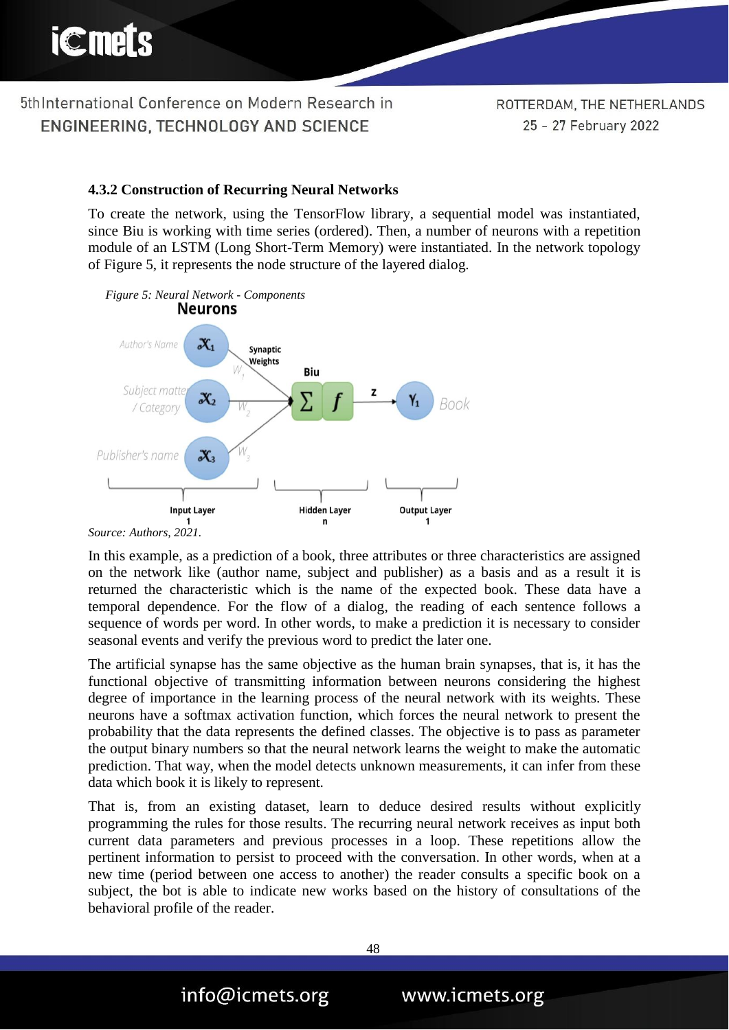### 4.3.2 Construction of Recurring Neural Networks

To create the network, using the TensorFlow library, a sequential model was instantiated, since Biu is working with time series (ordered). Then, a number of neurons with a repetition module of an LSTM (Long Short-Term Memory) were instantiated. In the network topology of Figure 5, it represents the node structure of the layered dialog.

*Figure 5: Neural Network - Components*

Neurons

Author's Name $x_1$

Subject matter / Category $x_2$

Publisher's name $x_3$

Synaptic Weights

$W_1$

$W_2$

$W_3$

Biu

$\sum$ $f$

z

$Y_1$ Book

Input Layer 1

Hidden Layer n

Output Layer 1

*Source: Authors, 2021.*

In this example, as a prediction of a book, three attributes or three characteristics are assigned on the network like (author name, subject and publisher) as a basis and as a result it is returned the characteristic which is the name of the expected book. These data have a temporal dependence. For the flow of a dialog, the reading of each sentence follows a sequence of words per word. In other words, to make a prediction it is necessary to consider seasonal events and verify the previous word to predict the later one.

The artificial synapse has the same objective as the human brain synapses, that is, it has the functional objective of transmitting information between neurons considering the highest degree of importance in the learning process of the neural network with its weights. These neurons have a softmax activation function, which forces the neural network to present the probability that the data represents the defined classes. The objective is to pass as parameter the output binary numbers so that the neural network learns the weight to make the automatic prediction. That way, when the model detects unknown measurements, it can infer from these data which book it is likely to represent.

That is, from an existing dataset, learn to deduce desired results without explicitly programming the rules for those results. The recurring neural network receives as input both current data parameters and previous processes in a loop. These repetitions allow the pertinent information to persist to proceed with the conversation. In other words, when at a new time (period between one access to another) the reader consults a specific book on a subject, the bot is able to indicate new works based on the history of consultations of the behavioral profile of the reader.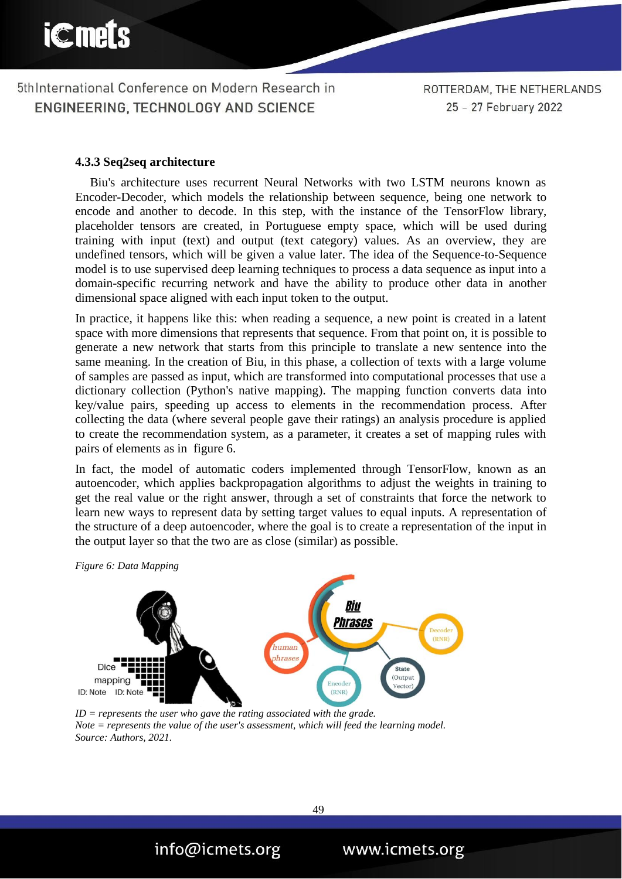### 4.3.3 Seq2seq architecture

Biu's architecture uses recurrent Neural Networks with two LSTM neurons known as Encoder-Decoder, which models the relationship between sequence, being one network to encode and another to decode. In this step, with the instance of the TensorFlow library, placeholder tensors are created, in Portuguese empty space, which will be used during training with input (text) and output (text category) values. As an overview, they are undefined tensors, which will be given a value later. The idea of the Sequence-to-Sequence model is to use supervised deep learning techniques to process a data sequence as input into a domain-specific recurring network and have the ability to produce other data in another dimensional space aligned with each input token to the output.

In practice, it happens like this: when reading a sequence, a new point is created in a latent space with more dimensions that represents that sequence. From that point on, it is possible to generate a new network that starts from this principle to translate a new sentence into the same meaning. In the creation of Biu, in this phase, a collection of texts with a large volume of samples are passed as input, which are transformed into computational processes that use a dictionary collection (Python's native mapping). The mapping function converts data into key/value pairs, speeding up access to elements in the recommendation process. After collecting the data (where several people gave their ratings) an analysis procedure is applied to create the recommendation system, as a parameter, it creates a set of mapping rules with pairs of elements as in figure 6.

In fact, the model of automatic coders implemented through TensorFlow, known as an autoencoder, which applies backpropagation algorithms to adjust the weights in training to get the real value or the right answer, through a set of constraints that force the network to learn new ways to represent data by setting target values to equal inputs. A representation of the structure of a deep autoencoder, where the goal is to create a representation of the input in the output layer so that the two are as close (similar) as possible.

*Figure 6: Data Mapping*

Dice mapping
ID: Note ID: Note
Biu Phrases
human phrases
Encoder (RNR)
State (Output Vector)
Decoder (RNR)

*ID = represents the user who gave the rating associated with the grade.*
*Note = represents the value of the user's assessment, which will feed the learning model.*
*Source: Authors, 2021.*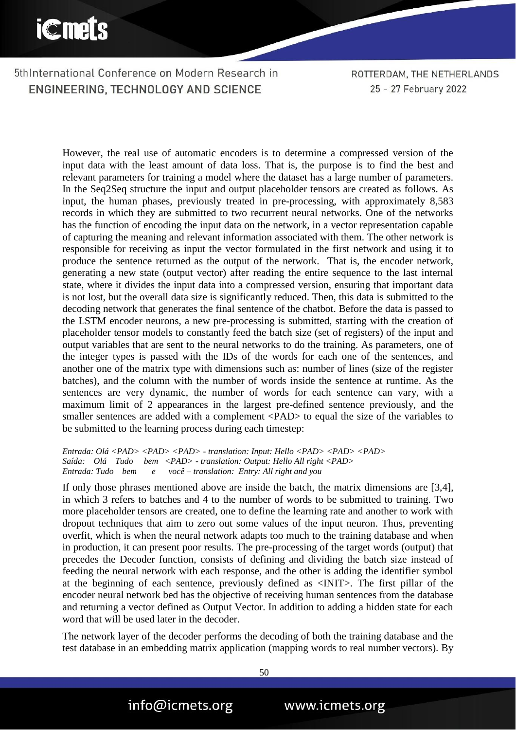However, the real use of automatic encoders is to determine a compressed version of the input data with the least amount of data loss. That is, the purpose is to find the best and relevant parameters for training a model where the dataset has a large number of parameters. In the Seq2Seq structure the input and output placeholder tensors are created as follows. As input, the human phases, previously treated in pre-processing, with approximately 8,583 records in which they are submitted to two recurrent neural networks. One of the networks has the function of encoding the input data on the network, in a vector representation capable of capturing the meaning and relevant information associated with them. The other network is responsible for receiving as input the vector formulated in the first network and using it to produce the sentence returned as the output of the network. That is, the encoder network, generating a new state (output vector) after reading the entire sequence to the last internal state, where it divides the input data into a compressed version, ensuring that important data is not lost, but the overall data size is significantly reduced. Then, this data is submitted to the decoding network that generates the final sentence of the chatbot. Before the data is passed to the LSTM encoder neurons, a new pre-processing is submitted, starting with the creation of placeholder tensor models to constantly feed the batch size (set of registers) of the input and output variables that are sent to the neural networks to do the training. As parameters, one of the integer types is passed with the IDs of the words for each one of the sentences, and another one of the matrix type with dimensions such as: number of lines (size of the register batches), and the column with the number of words inside the sentence at runtime. As the sentences are very dynamic, the number of words for each sentence can vary, with a maximum limit of 2 appearances in the largest pre-defined sentence previously, and the smaller sentences are added with a complement <PAD> to equal the size of the variables to be submitted to the learning process during each timestep:

*Entrada: Olá <PAD> <PAD> <PAD> - translation: Input: Hello <PAD> <PAD> <PAD>*
*Saída: Olá Tudo bem <PAD> - translation: Output: Hello All right <PAD>*
*Entrada: Tudo bem e você – translation: Entry: All right and you*

If only those phrases mentioned above are inside the batch, the matrix dimensions are [3,4], in which 3 refers to batches and 4 to the number of words to be submitted to training. Two more placeholder tensors are created, one to define the learning rate and another to work with dropout techniques that aim to zero out some values of the input neuron. Thus, preventing overfit, which is when the neural network adapts too much to the training database and when in production, it can present poor results. The pre-processing of the target words (output) that precedes the Decoder function, consists of defining and dividing the batch size instead of feeding the neural network with each response, and the other is adding the identifier symbol at the beginning of each sentence, previously defined as <INIT>. The first pillar of the encoder neural network bed has the objective of receiving human sentences from the database and returning a vector defined as Output Vector. In addition to adding a hidden state for each word that will be used later in the decoder.

The network layer of the decoder performs the decoding of both the training database and the test database in an embedding matrix application (mapping words to real number vectors). By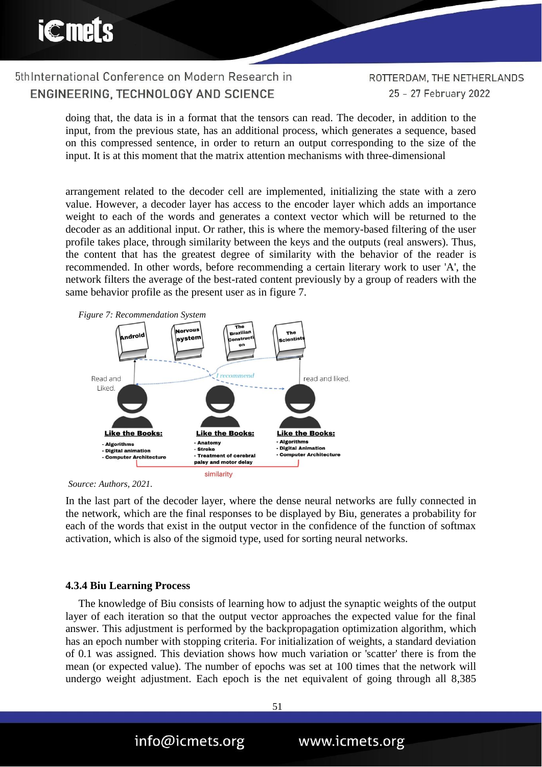doing that, the data is in a format that the tensors can read. The decoder, in addition to the input, from the previous state, has an additional process, which generates a sequence, based on this compressed sentence, in order to return an output corresponding to the size of the input. It is at this moment that the matrix attention mechanisms with three-dimensional

arrangement related to the decoder cell are implemented, initializing the state with a zero value. However, a decoder layer has access to the encoder layer which adds an importance weight to each of the words and generates a context vector which will be returned to the decoder as an additional input. Or rather, this is where the memory-based filtering of the user profile takes place, through similarity between the keys and the outputs (real answers). Thus, the content that has the greatest degree of similarity with the behavior of the reader is recommended. In other words, before recommending a certain literary work to user 'A', the network filters the average of the best-rated content previously by a group of readers with the same behavior profile as the present user as in figure 7.

*Figure 7: Recommendation System*

Android

Nervous system

The Brazilian Construction

The Scientists

Read and Liked.

I recommend

read and liked.

Like the Books:
- Algorithms
- Digital animation
- Computer Architecture

Like the Books:
- Anatomy
- Stroke
- Treatment of cerebral palsy and motor delay

Like the Books:
- Algorithms
- Digital Animation
- Computer Architecture

similarity

*Source: Authors, 2021.*

In the last part of the decoder layer, where the dense neural networks are fully connected in the network, which are the final responses to be displayed by Biu, generates a probability for each of the words that exist in the output vector in the confidence of the function of softmax activation, which is also of the sigmoid type, used for sorting neural networks.

#### 4.3.4 Biu Learning Process

The knowledge of Biu consists of learning how to adjust the synaptic weights of the output layer of each iteration so that the output vector approaches the expected value for the final answer. This adjustment is performed by the backpropagation optimization algorithm, which has an epoch number with stopping criteria. For initialization of weights, a standard deviation of 0.1 was assigned. This deviation shows how much variation or 'scatter' there is from the mean (or expected value). The number of epochs was set at 100 times that the network will undergo weight adjustment. Each epoch is the net equivalent of going through all 8,385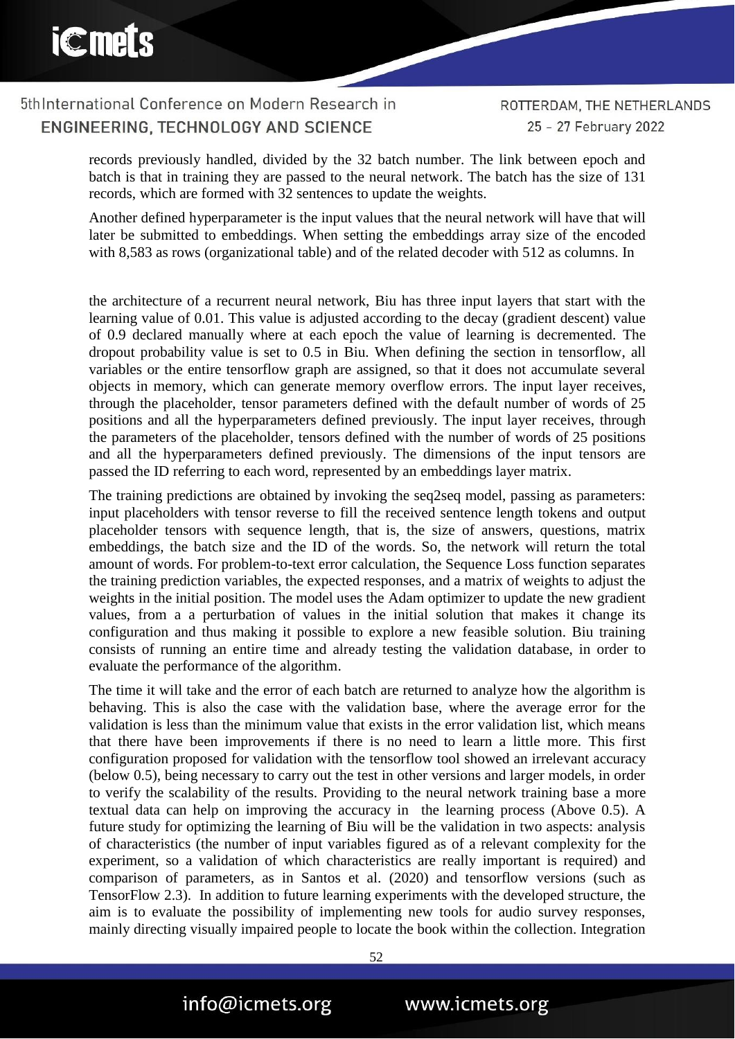records previously handled, divided by the 32 batch number. The link between epoch and batch is that in training they are passed to the neural network. The batch has the size of 131 records, which are formed with 32 sentences to update the weights.

Another defined hyperparameter is the input values that the neural network will have that will later be submitted to embeddings. When setting the embeddings array size of the encoded with 8,583 as rows (organizational table) and of the related decoder with 512 as columns. In

the architecture of a recurrent neural network, Biu has three input layers that start with the learning value of 0.01. This value is adjusted according to the decay (gradient descent) value of 0.9 declared manually where at each epoch the value of learning is decremented. The dropout probability value is set to 0.5 in Biu. When defining the section in tensorflow, all variables or the entire tensorflow graph are assigned, so that it does not accumulate several objects in memory, which can generate memory overflow errors. The input layer receives, through the placeholder, tensor parameters defined with the default number of words of 25 positions and all the hyperparameters defined previously. The input layer receives, through the parameters of the placeholder, tensors defined with the number of words of 25 positions and all the hyperparameters defined previously. The dimensions of the input tensors are passed the ID referring to each word, represented by an embeddings layer matrix.

The training predictions are obtained by invoking the seq2seq model, passing as parameters: input placeholders with tensor reverse to fill the received sentence length tokens and output placeholder tensors with sequence length, that is, the size of answers, questions, matrix embeddings, the batch size and the ID of the words. So, the network will return the total amount of words. For problem-to-text error calculation, the Sequence Loss function separates the training prediction variables, the expected responses, and a matrix of weights to adjust the weights in the initial position. The model uses the Adam optimizer to update the new gradient values, from a a perturbation of values in the initial solution that makes it change its configuration and thus making it possible to explore a new feasible solution. Biu training consists of running an entire time and already testing the validation database, in order to evaluate the performance of the algorithm.

The time it will take and the error of each batch are returned to analyze how the algorithm is behaving. This is also the case with the validation base, where the average error for the validation is less than the minimum value that exists in the error validation list, which means that there have been improvements if there is no need to learn a little more. This first configuration proposed for validation with the tensorflow tool showed an irrelevant accuracy (below 0.5), being necessary to carry out the test in other versions and larger models, in order to verify the scalability of the results. Providing to the neural network training base a more textual data can help on improving the accuracy in the learning process (Above 0.5). A future study for optimizing the learning of Biu will be the validation in two aspects: analysis of characteristics (the number of input variables figured as of a relevant complexity for the experiment, so a validation of which characteristics are really important is required) and comparison of parameters, as in Santos et al. (2020) and tensorflow versions (such as TensorFlow 2.3). In addition to future learning experiments with the developed structure, the aim is to evaluate the possibility of implementing new tools for audio survey responses, mainly directing visually impaired people to locate the book within the collection. Integration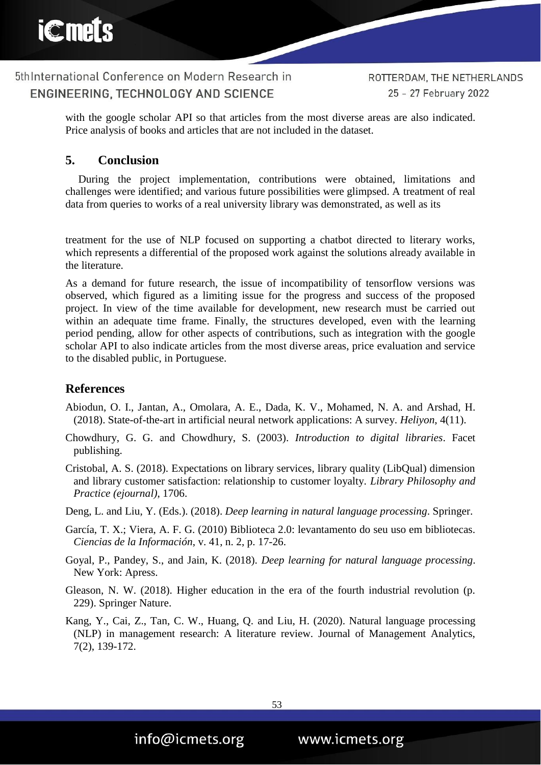with the google scholar API so that articles from the most diverse areas are also indicated. Price analysis of books and articles that are not included in the dataset.

## 5. Conclusion

During the project implementation, contributions were obtained, limitations and challenges were identified; and various future possibilities were glimpsed. A treatment of real data from queries to works of a real university library was demonstrated, as well as its

treatment for the use of NLP focused on supporting a chatbot directed to literary works, which represents a differential of the proposed work against the solutions already available in the literature.

As a demand for future research, the issue of incompatibility of tensorflow versions was observed, which figured as a limiting issue for the progress and success of the proposed project. In view of the time available for development, new research must be carried out within an adequate time frame. Finally, the structures developed, even with the learning period pending, allow for other aspects of contributions, such as integration with the google scholar API to also indicate articles from the most diverse areas, price evaluation and service to the disabled public, in Portuguese.

## References

Abiodun, O. I., Jantan, A., Omolara, A. E., Dada, K. V., Mohamed, N. A. and Arshad, H. (2018). State-of-the-art in artificial neural network applications: A survey. *Heliyon*, 4(11).

Chowdhury, G. G. and Chowdhury, S. (2003). *Introduction to digital libraries*. Facet publishing.

Cristobal, A. S. (2018). Expectations on library services, library quality (LibQual) dimension and library customer satisfaction: relationship to customer loyalty. *Library Philosophy and Practice (ejournal)*, 1706.

Deng, L. and Liu, Y. (Eds.). (2018). *Deep learning in natural language processing*. Springer.

García, T. X.; Viera, A. F. G. (2010) Biblioteca 2.0: levantamento do seu uso em bibliotecas. *Ciencias de la Información*, v. 41, n. 2, p. 17-26.

Goyal, P., Pandey, S., and Jain, K. (2018). *Deep learning for natural language processing*. New York: Apress.

Gleason, N. W. (2018). Higher education in the era of the fourth industrial revolution (p. 229). Springer Nature.

Kang, Y., Cai, Z., Tan, C. W., Huang, Q. and Liu, H. (2020). Natural language processing (NLP) in management research: A literature review. Journal of Management Analytics, 7(2), 139-172.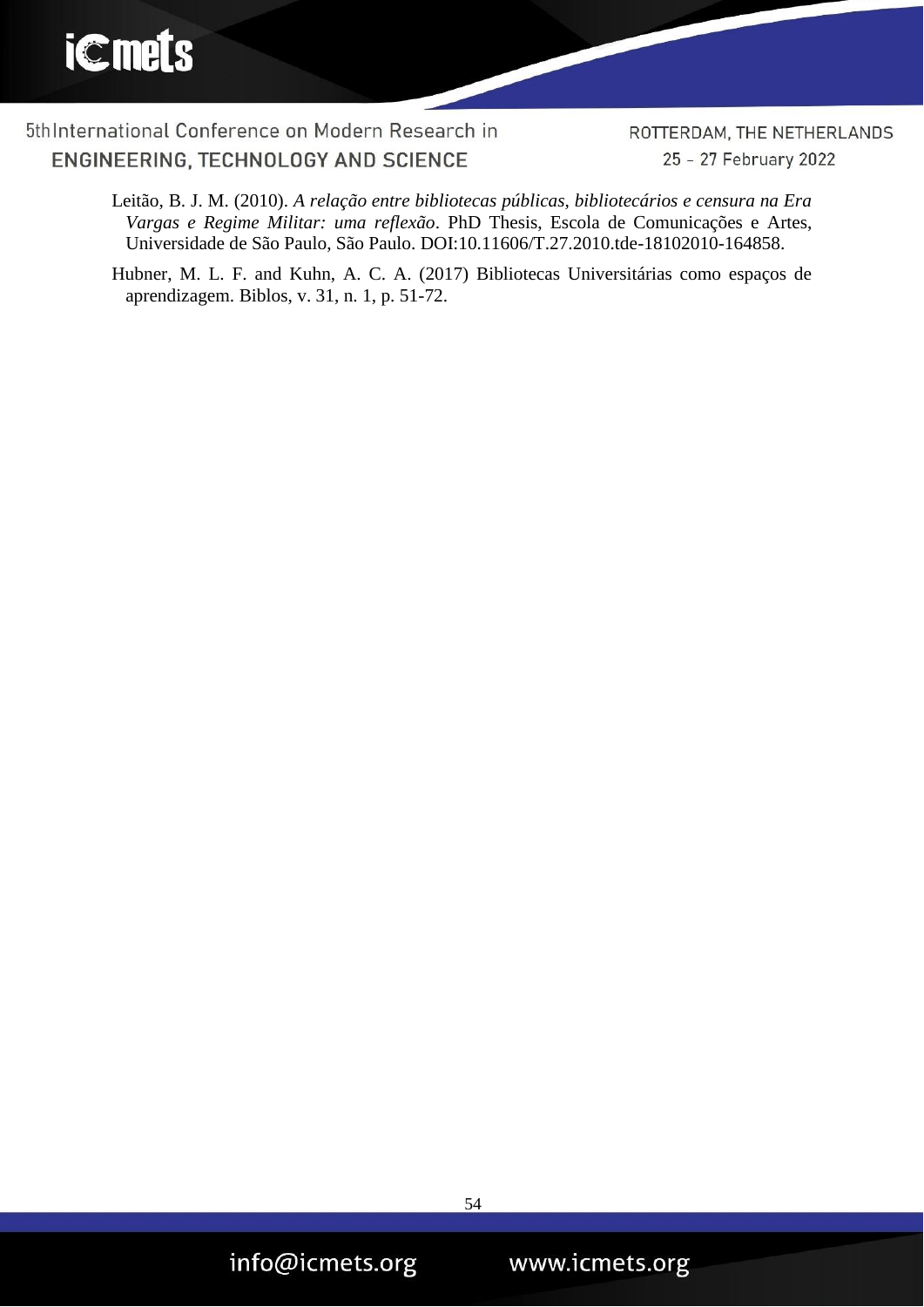Leitão, B. J. M. (2010). *A relação entre bibliotecas públicas, bibliotecários e censura na Era Vargas e Regime Militar: uma reflexão*. PhD Thesis, Escola de Comunicações e Artes, Universidade de São Paulo, São Paulo. DOI:10.11606/T.27.2010.tde-18102010-164858.

Hubner, M. L. F. and Kuhn, A. C. A. (2017) Bibliotecas Universitárias como espaços de aprendizagem. Biblos, v. 31, n. 1, p. 51-72.